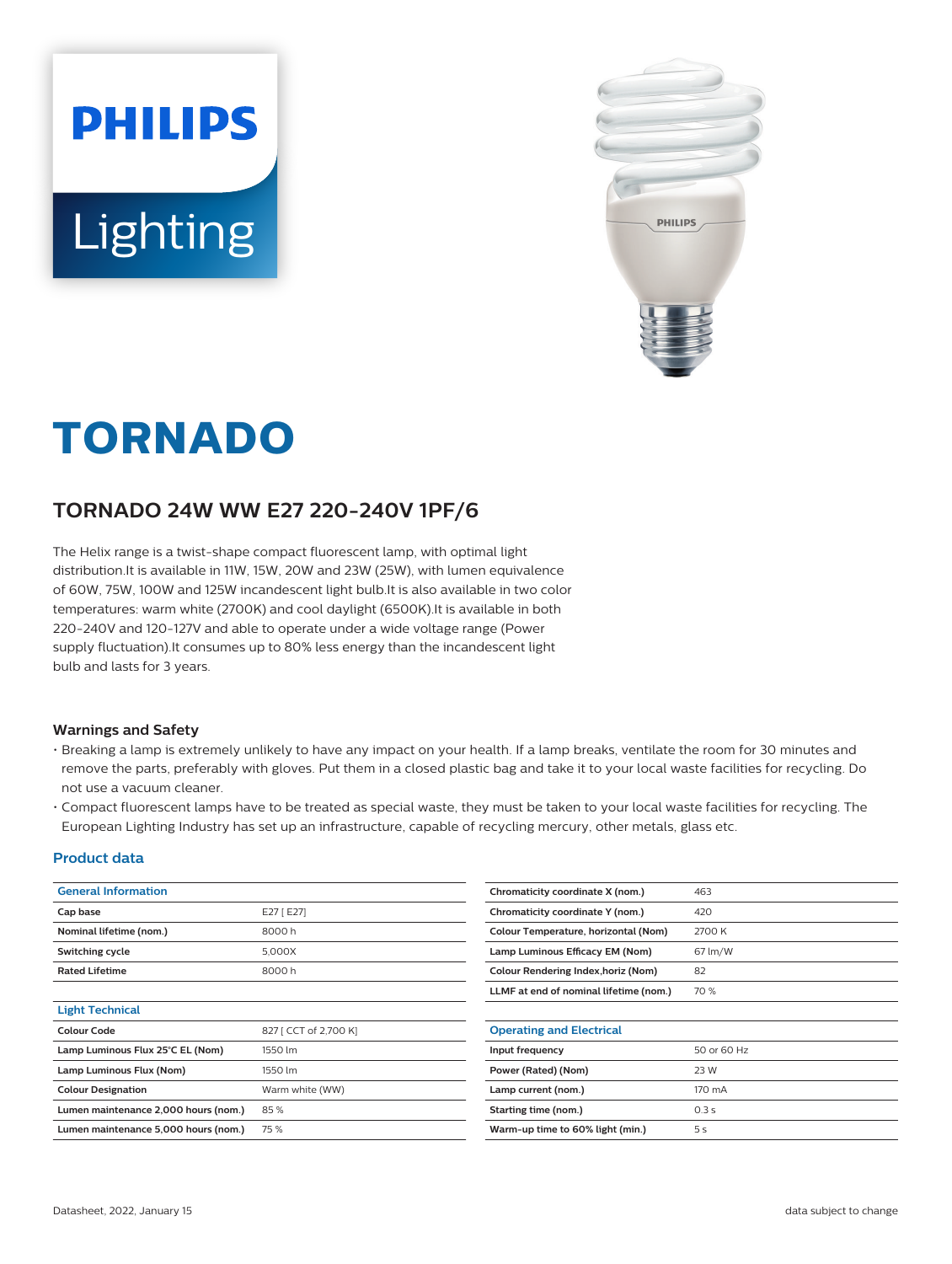PHILIPS

Lighting

# TORNADO

## TORNADO 24W WW E27 220-240V 1PF/6

The Helix range is a twist-shape compact fluorescent lamp, with optimal light distribution.It is available in 11W, 15W, 20W and 23W (25W), with lumen equivalence of 60W, 75W, 100W and 125W incandescent light bulb.It is also available in two color temperatures: warm white (2700K) and cool daylight (6500K).It is available in both 220-240V and 120-127V and able to operate under a wide voltage range (Power supply fluctuation).It consumes up to 80% less energy than the incandescent light bulb and lasts for 3 years.

### Warnings and Safety

- Breaking a lamp is extremely unlikely to have any impact on your health. If a lamp breaks, ventilate the room for 30 minutes and remove the parts, preferably with gloves. Put them in a closed plastic bag and take it to your local waste facilities for recycling. Do not use a vacuum cleaner.
- Compact fluorescent lamps have to be treated as special waste, they must be taken to your local waste facilities for recycling. The European Lighting Industry has set up an infrastructure, capable of recycling mercury, other metals, glass etc.

### Product data

| General Information | |
|---|---|
| Cap base | E27 [ E27] |
| Nominal lifetime (nom.) | 8000 h |
| Switching cycle | 5,000X |
| Rated Lifetime | 8000 h |

| Light Technical | |
|---|---|
| Colour Code | 827 [ CCT of 2,700 K] |
| Lamp Luminous Flux 25°C EL (Nom) | 1550 lm |
| Lamp Luminous Flux (Nom) | 1550 lm |
| Colour Designation | Warm white (WW) |
| Lumen maintenance 2,000 hours (nom.) | 85 % |
| Lumen maintenance 5,000 hours (nom.) | 75 % |
| Chromaticity coordinate X (nom.) | 463 |
| Chromaticity coordinate Y (nom.) | 420 |
| Colour Temperature, horizontal (Nom) | 2700 K |
| Lamp Luminous Efficacy EM (Nom) | 67 lm/W |
| Colour Rendering Index,horiz (Nom) | 82 |
| LLMF at end of nominal lifetime (nom.) | 70 % |

| Operating and Electrical | |
|---|---|
| Input frequency | 50 or 60 Hz |
| Power (Rated) (Nom) | 23 W |
| Lamp current (nom.) | 170 mA |
| Starting time (nom.) | 0.3 s |
| Warm-up time to 60% light (min.) | 5 s |

Datasheet, 2022, January 15

data subject to change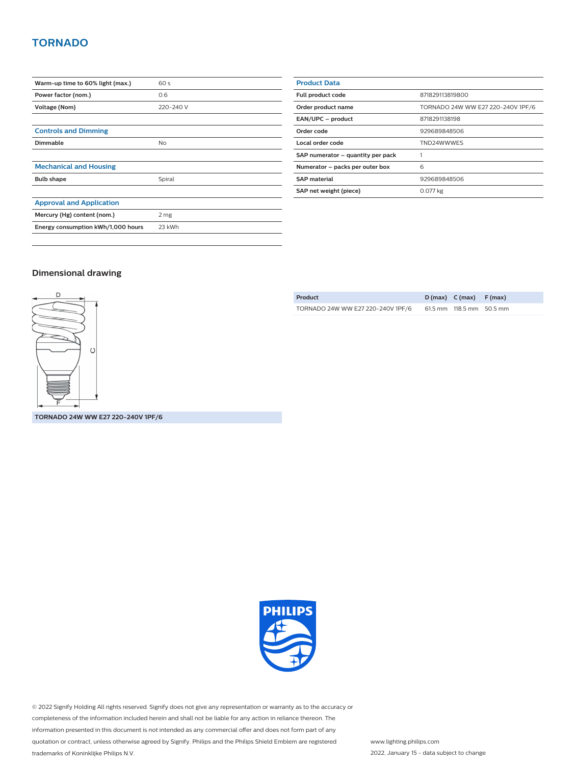# TORNADO

| | |
|---|---|
| Warm-up time to 60% light (max.) | 60 s |
| Power factor (nom.) | 0.6 |
| Voltage (Nom) | 220-240 V |

## Controls and Dimming

| | |
|---|---|
| Dimmable | No |

## Mechanical and Housing

| | |
|---|---|
| Bulb shape | Spiral |

## Approval and Application

| | |
|---|---|
| Mercury (Hg) content (nom.) | 2 mg |
| Energy consumption kWh/1,000 hours | 23 kWh |

## Product Data

| | |
|---|---|
| Full product code | 871829113819800 |
| Order product name | TORNADO 24W WW E27 220-240V 1PF/6 |
| EAN/UPC – product | 8718291138198 |
| Order code | 929689848506 |
| Local order code | TND24WWWES |
| SAP numerator – quantity per pack | 1 |
| Numerator – packs per outer box | 6 |
| SAP material | 929689848506 |
| SAP net weight (piece) | 0.077 kg |

## Dimensional drawing

D

C

F

TORNADO 24W WW E27 220-240V 1PF/6

| Product | D (max) | C (max) | F (max) |
|---|---|---|---|
| TORNADO 24W WW E27 220-240V 1PF/6 | 61.5 mm | 118.5 mm | 50.5 mm |

© 2022 Signify Holding All rights reserved. Signify does not give any representation or warranty as to the accuracy or completeness of the information included herein and shall not be liable for any action in reliance thereon. The information presented in this document is not intended as any commercial offer and does not form part of any quotation or contract, unless otherwise agreed by Signify. Philips and the Philips Shield Emblem are registered trademarks of Koninklijke Philips N.V.

www.lighting.philips.com

2022, January 15 - data subject to change